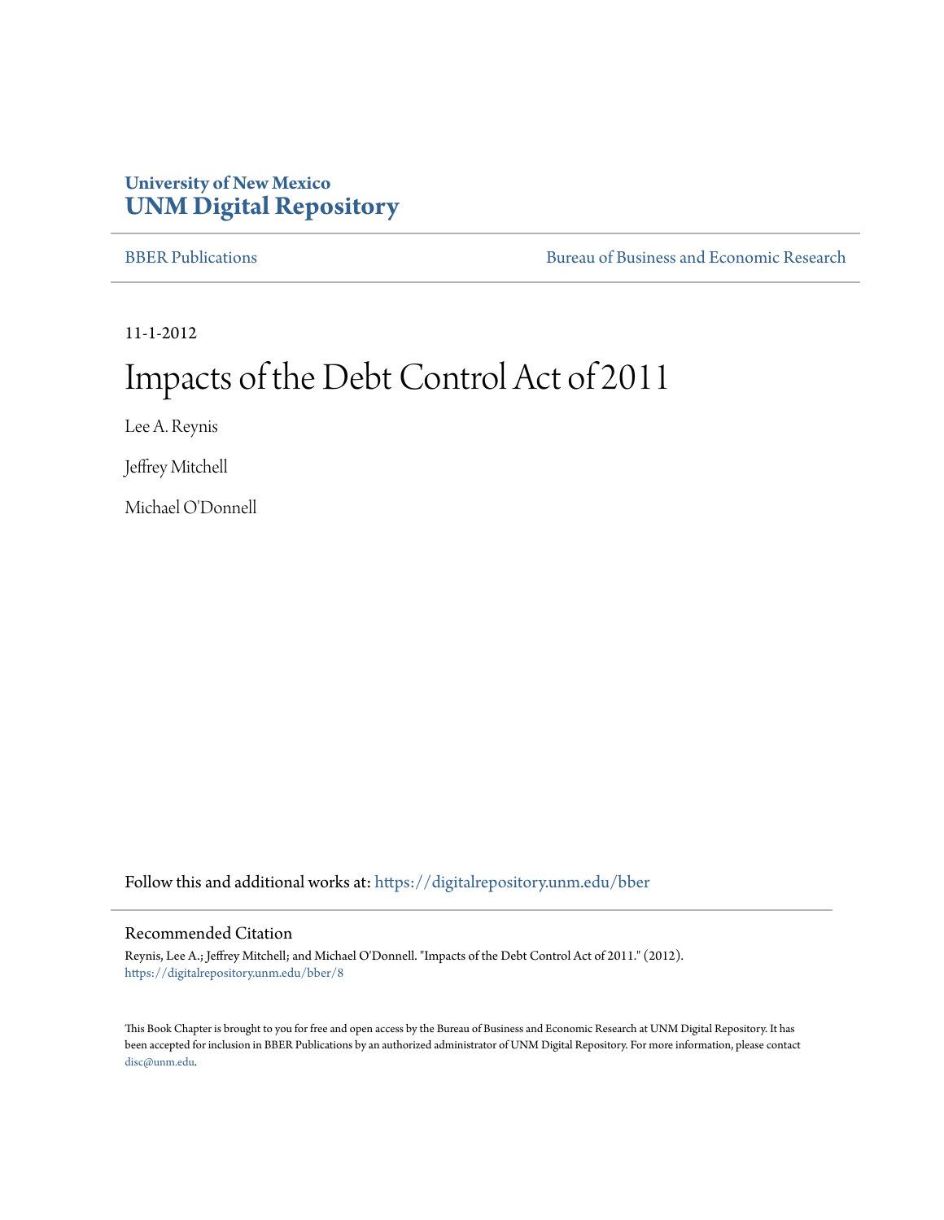University of New Mexico
**UNM Digital Repository**

BBER Publications — Bureau of Business and Economic Research

11-1-2012

# Impacts of the Debt Control Act of 2011

Lee A. Reynis

Jeffrey Mitchell

Michael O'Donnell

Follow this and additional works at: https://digitalrepository.unm.edu/bber

## Recommended Citation

Reynis, Lee A.; Jeffrey Mitchell; and Michael O'Donnell. "Impacts of the Debt Control Act of 2011." (2012).
https://digitalrepository.unm.edu/bber/8

This Book Chapter is brought to you for free and open access by the Bureau of Business and Economic Research at UNM Digital Repository. It has been accepted for inclusion in BBER Publications by an authorized administrator of UNM Digital Repository. For more information, please contact disc@unm.edu.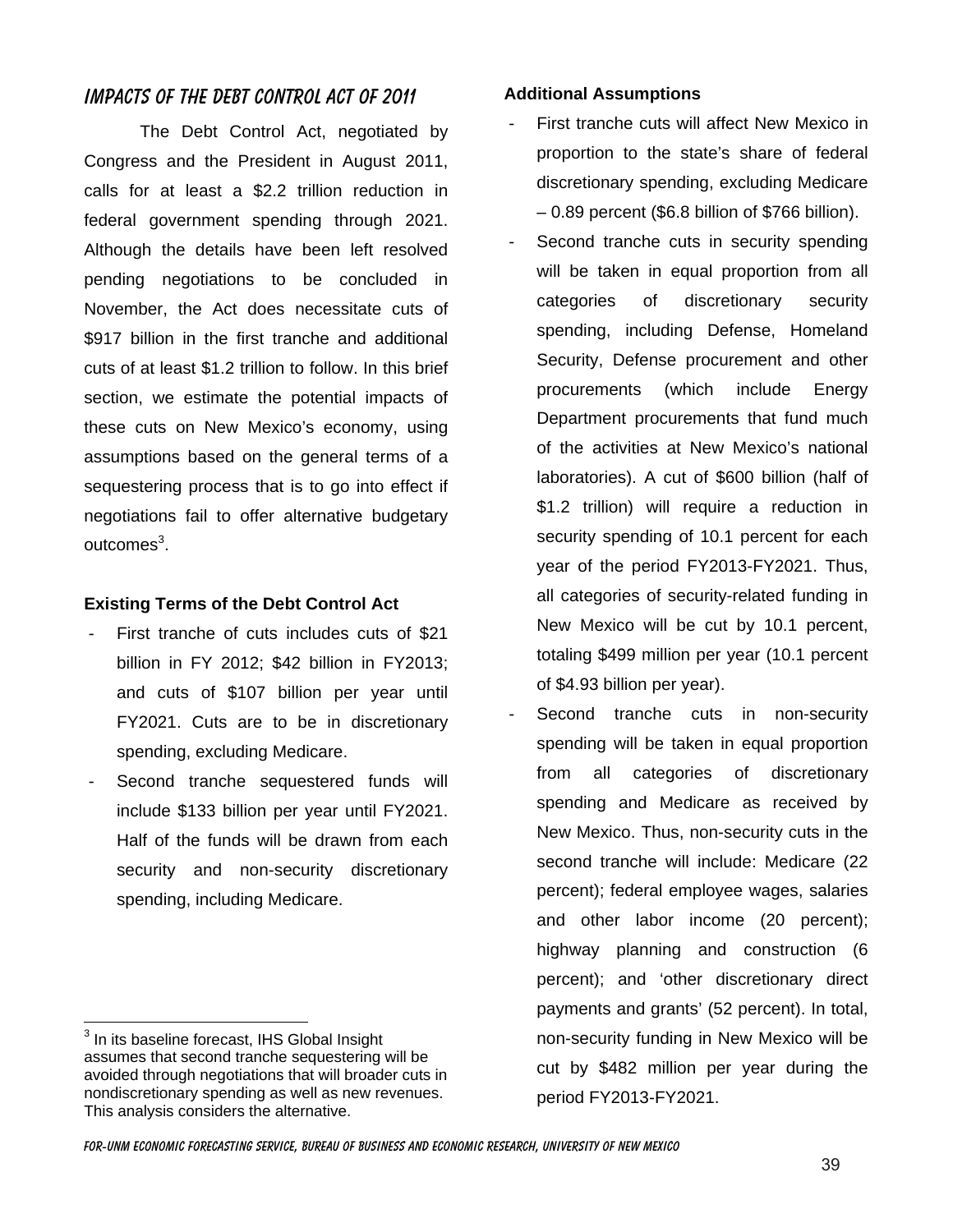## IMPACTS OF THE DEBT CONTROL ACT OF 2011

The Debt Control Act, negotiated by Congress and the President in August 2011, calls for at least a $2.2 trillion reduction in federal government spending through 2021. Although the details have been left resolved pending negotiations to be concluded in November, the Act does necessitate cuts of $917 billion in the first tranche and additional cuts of at least $1.2 trillion to follow. In this brief section, we estimate the potential impacts of these cuts on New Mexico's economy, using assumptions based on the general terms of a sequestering process that is to go into effect if negotiations fail to offer alternative budgetary outcomes[3].

### Existing Terms of the Debt Control Act

- First tranche of cuts includes cuts of $21 billion in FY 2012; $42 billion in FY2013; and cuts of $107 billion per year until FY2021. Cuts are to be in discretionary spending, excluding Medicare.
- Second tranche sequestered funds will include $133 billion per year until FY2021. Half of the funds will be drawn from each security and non-security discretionary spending, including Medicare.

### Additional Assumptions

- First tranche cuts will affect New Mexico in proportion to the state's share of federal discretionary spending, excluding Medicare – 0.89 percent ($6.8 billion of $766 billion).
- Second tranche cuts in security spending will be taken in equal proportion from all categories of discretionary security spending, including Defense, Homeland Security, Defense procurement and other procurements (which include Energy Department procurements that fund much of the activities at New Mexico's national laboratories). A cut of $600 billion (half of $1.2 trillion) will require a reduction in security spending of 10.1 percent for each year of the period FY2013-FY2021. Thus, all categories of security-related funding in New Mexico will be cut by 10.1 percent, totaling $499 million per year (10.1 percent of $4.93 billion per year).
- Second tranche cuts in non-security spending will be taken in equal proportion from all categories of discretionary spending and Medicare as received by New Mexico. Thus, non-security cuts in the second tranche will include: Medicare (22 percent); federal employee wages, salaries and other labor income (20 percent); highway planning and construction (6 percent); and 'other discretionary direct payments and grants' (52 percent). In total, non-security funding in New Mexico will be cut by $482 million per year during the period FY2013-FY2021.

[3] In its baseline forecast, IHS Global Insight assumes that second tranche sequestering will be avoided through negotiations that will broader cuts in nondiscretionary spending as well as new revenues. This analysis considers the alternative.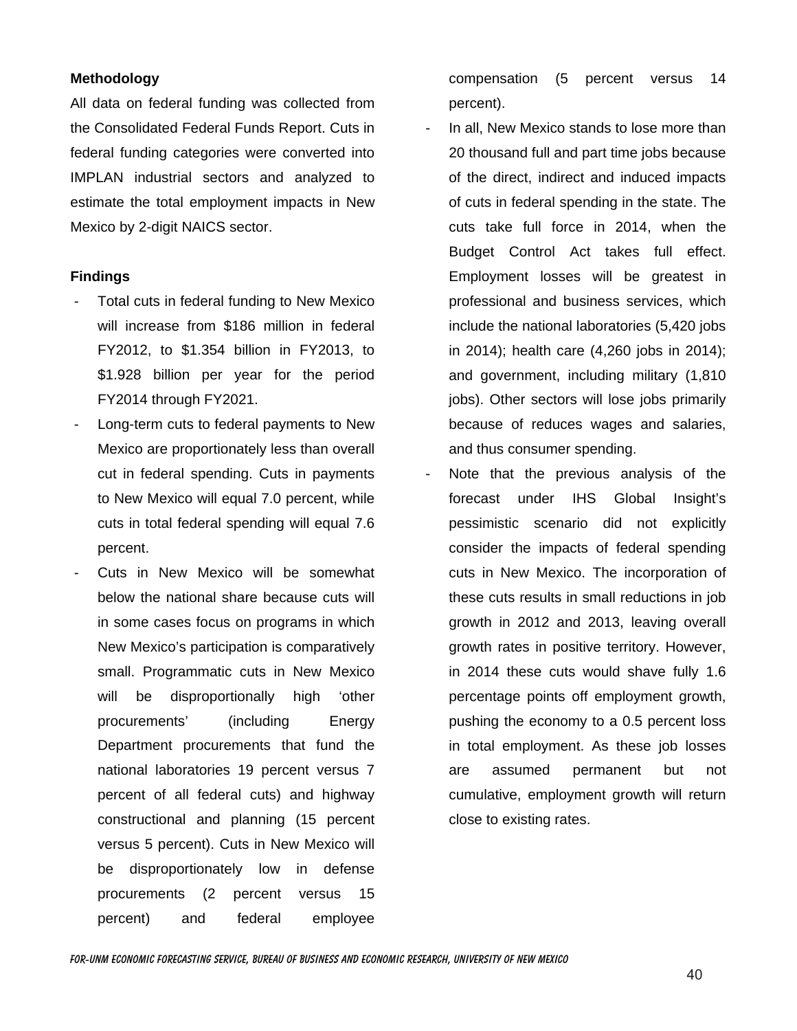**Methodology**

All data on federal funding was collected from the Consolidated Federal Funds Report. Cuts in federal funding categories were converted into IMPLAN industrial sectors and analyzed to estimate the total employment impacts in New Mexico by 2-digit NAICS sector.

**Findings**

- Total cuts in federal funding to New Mexico will increase from $186 million in federal FY2012, to $1.354 billion in FY2013, to $1.928 billion per year for the period FY2014 through FY2021.
- Long-term cuts to federal payments to New Mexico are proportionately less than overall cut in federal spending. Cuts in payments to New Mexico will equal 7.0 percent, while cuts in total federal spending will equal 7.6 percent.
- Cuts in New Mexico will be somewhat below the national share because cuts will in some cases focus on programs in which New Mexico's participation is comparatively small. Programmatic cuts in New Mexico will be disproportionally high 'other procurements' (including Energy Department procurements that fund the national laboratories 19 percent versus 7 percent of all federal cuts) and highway constructional and planning (15 percent versus 5 percent). Cuts in New Mexico will be disproportionately low in defense procurements (2 percent versus 15 percent) and federal employee compensation (5 percent versus 14 percent).
- In all, New Mexico stands to lose more than 20 thousand full and part time jobs because of the direct, indirect and induced impacts of cuts in federal spending in the state. The cuts take full force in 2014, when the Budget Control Act takes full effect. Employment losses will be greatest in professional and business services, which include the national laboratories (5,420 jobs in 2014); health care (4,260 jobs in 2014); and government, including military (1,810 jobs). Other sectors will lose jobs primarily because of reduces wages and salaries, and thus consumer spending.
- Note that the previous analysis of the forecast under IHS Global Insight's pessimistic scenario did not explicitly consider the impacts of federal spending cuts in New Mexico. The incorporation of these cuts results in small reductions in job growth in 2012 and 2013, leaving overall growth rates in positive territory. However, in 2014 these cuts would shave fully 1.6 percentage points off employment growth, pushing the economy to a 0.5 percent loss in total employment. As these job losses are assumed permanent but not cumulative, employment growth will return close to existing rates.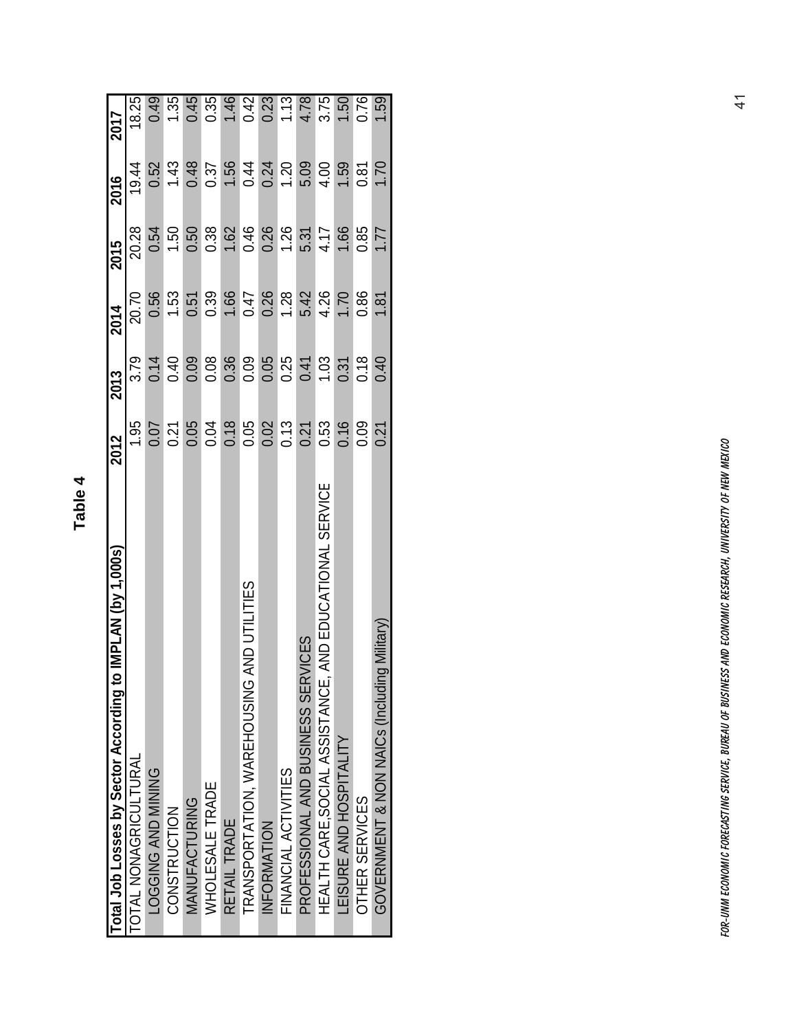**Table 4**

| Total Job Losses by Sector According to IMPLAN (by 1,000s) | 2012 | 2013 | 2014 | 2015 | 2016 | 2017 |
|---|---|---|---|---|---|---|
| TOTAL NONAGRICULTURAL | 1.95 | 3.79 | 20.70 | 20.28 | 19.44 | 18.25 |
| LOGGING AND MINING | 0.07 | 0.14 | 0.56 | 0.54 | 0.52 | 0.49 |
| CONSTRUCTION | 0.21 | 0.40 | 1.53 | 1.50 | 1.43 | 1.35 |
| MANUFACTURING | 0.05 | 0.09 | 0.51 | 0.50 | 0.48 | 0.45 |
| WHOLESALE TRADE | 0.04 | 0.08 | 0.39 | 0.38 | 0.37 | 0.35 |
| RETAIL TRADE | 0.18 | 0.36 | 1.66 | 1.62 | 1.56 | 1.46 |
| TRANSPORTATION, WAREHOUSING AND UTILITIES | 0.05 | 0.09 | 0.47 | 0.46 | 0.44 | 0.42 |
| INFORMATION | 0.02 | 0.05 | 0.26 | 0.26 | 0.24 | 0.23 |
| FINANCIAL ACTIVITIES | 0.13 | 0.25 | 1.28 | 1.26 | 1.20 | 1.13 |
| PROFESSIONAL AND BUSINESS SERVICES | 0.21 | 0.41 | 5.42 | 5.31 | 5.09 | 4.78 |
| HEALTH CARE,SOCIAL ASSISTANCE, AND EDUCATIONAL SERVICE | 0.53 | 1.03 | 4.26 | 4.17 | 4.00 | 3.75 |
| LEISURE AND HOSPITALITY | 0.16 | 0.31 | 1.70 | 1.66 | 1.59 | 1.50 |
| OTHER SERVICES | 0.09 | 0.18 | 0.86 | 0.85 | 0.81 | 0.76 |
| GOVERNMENT & NON NAICs (Including Military) | 0.21 | 0.40 | 1.81 | 1.77 | 1.70 | 1.59 |